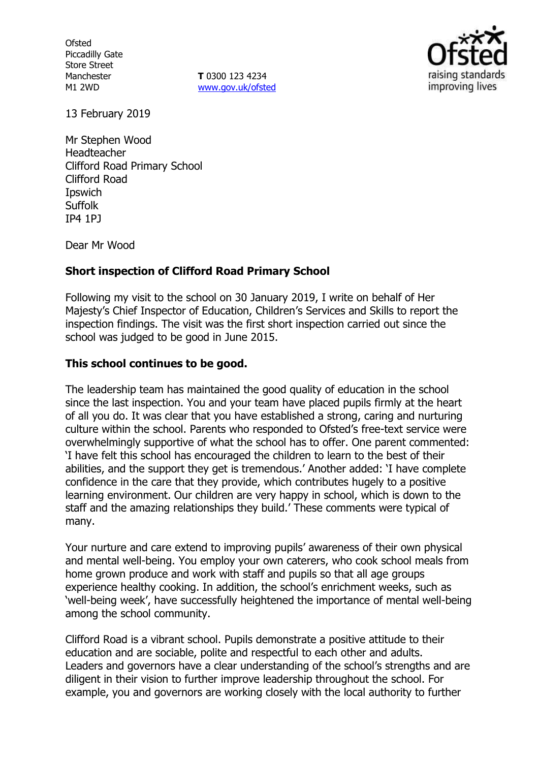Ofsted
Piccadilly Gate
Store Street
Manchester
M1 2WD

**T** 0300 123 4234
www.gov.uk/ofsted

13 February 2019

Mr Stephen Wood
Headteacher
Clifford Road Primary School
Clifford Road
Ipswich
Suffolk
IP4 1PJ

Dear Mr Wood

**Short inspection of Clifford Road Primary School**

Following my visit to the school on 30 January 2019, I write on behalf of Her Majesty's Chief Inspector of Education, Children's Services and Skills to report the inspection findings. The visit was the first short inspection carried out since the school was judged to be good in June 2015.

**This school continues to be good.**

The leadership team has maintained the good quality of education in the school since the last inspection. You and your team have placed pupils firmly at the heart of all you do. It was clear that you have established a strong, caring and nurturing culture within the school. Parents who responded to Ofsted's free-text service were overwhelmingly supportive of what the school has to offer. One parent commented: 'I have felt this school has encouraged the children to learn to the best of their abilities, and the support they get is tremendous.' Another added: 'I have complete confidence in the care that they provide, which contributes hugely to a positive learning environment. Our children are very happy in school, which is down to the staff and the amazing relationships they build.' These comments were typical of many.

Your nurture and care extend to improving pupils' awareness of their own physical and mental well-being. You employ your own caterers, who cook school meals from home grown produce and work with staff and pupils so that all age groups experience healthy cooking. In addition, the school's enrichment weeks, such as 'well-being week', have successfully heightened the importance of mental well-being among the school community.

Clifford Road is a vibrant school. Pupils demonstrate a positive attitude to their education and are sociable, polite and respectful to each other and adults. Leaders and governors have a clear understanding of the school's strengths and are diligent in their vision to further improve leadership throughout the school. For example, you and governors are working closely with the local authority to further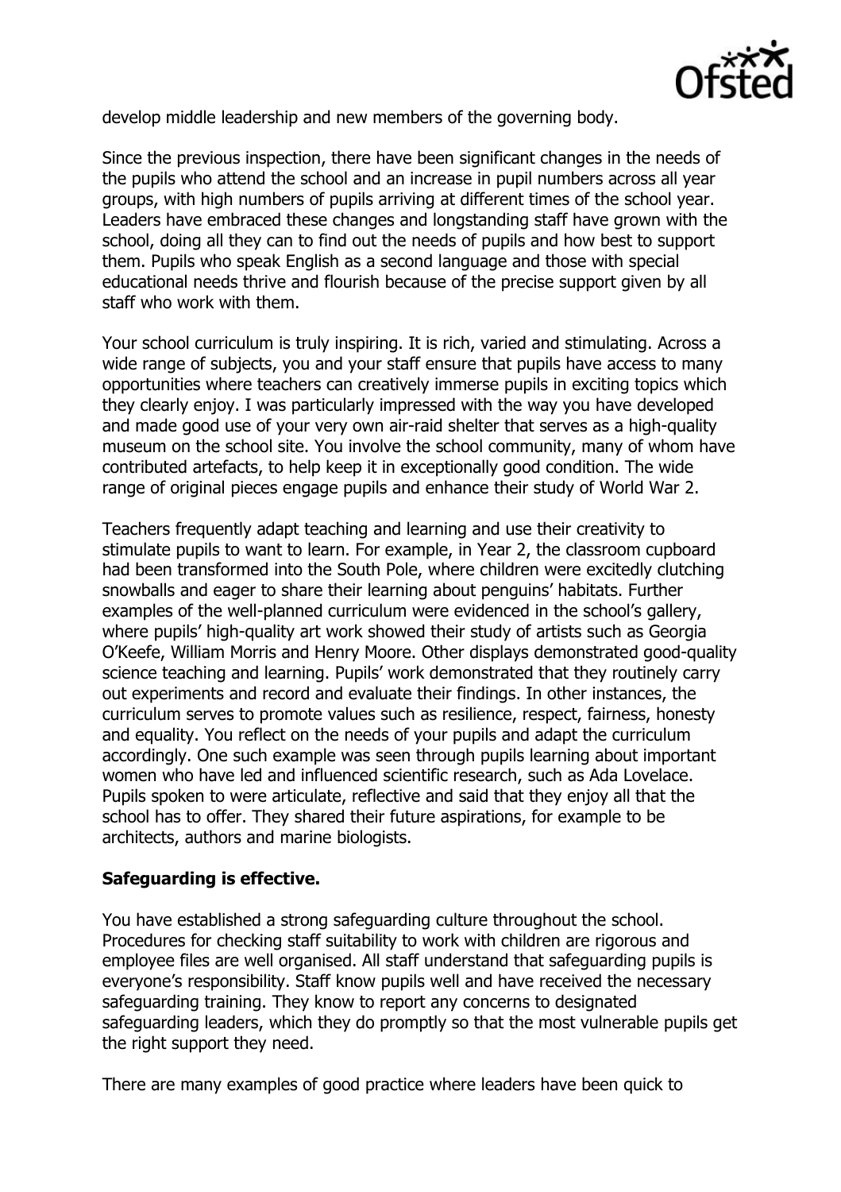develop middle leadership and new members of the governing body.

Since the previous inspection, there have been significant changes in the needs of the pupils who attend the school and an increase in pupil numbers across all year groups, with high numbers of pupils arriving at different times of the school year. Leaders have embraced these changes and longstanding staff have grown with the school, doing all they can to find out the needs of pupils and how best to support them. Pupils who speak English as a second language and those with special educational needs thrive and flourish because of the precise support given by all staff who work with them.

Your school curriculum is truly inspiring. It is rich, varied and stimulating. Across a wide range of subjects, you and your staff ensure that pupils have access to many opportunities where teachers can creatively immerse pupils in exciting topics which they clearly enjoy. I was particularly impressed with the way you have developed and made good use of your very own air-raid shelter that serves as a high-quality museum on the school site. You involve the school community, many of whom have contributed artefacts, to help keep it in exceptionally good condition. The wide range of original pieces engage pupils and enhance their study of World War 2.

Teachers frequently adapt teaching and learning and use their creativity to stimulate pupils to want to learn. For example, in Year 2, the classroom cupboard had been transformed into the South Pole, where children were excitedly clutching snowballs and eager to share their learning about penguins' habitats. Further examples of the well-planned curriculum were evidenced in the school's gallery, where pupils' high-quality art work showed their study of artists such as Georgia O'Keefe, William Morris and Henry Moore. Other displays demonstrated good-quality science teaching and learning. Pupils' work demonstrated that they routinely carry out experiments and record and evaluate their findings. In other instances, the curriculum serves to promote values such as resilience, respect, fairness, honesty and equality. You reflect on the needs of your pupils and adapt the curriculum accordingly. One such example was seen through pupils learning about important women who have led and influenced scientific research, such as Ada Lovelace. Pupils spoken to were articulate, reflective and said that they enjoy all that the school has to offer. They shared their future aspirations, for example to be architects, authors and marine biologists.

**Safeguarding is effective.**

You have established a strong safeguarding culture throughout the school. Procedures for checking staff suitability to work with children are rigorous and employee files are well organised. All staff understand that safeguarding pupils is everyone's responsibility. Staff know pupils well and have received the necessary safeguarding training. They know to report any concerns to designated safeguarding leaders, which they do promptly so that the most vulnerable pupils get the right support they need.

There are many examples of good practice where leaders have been quick to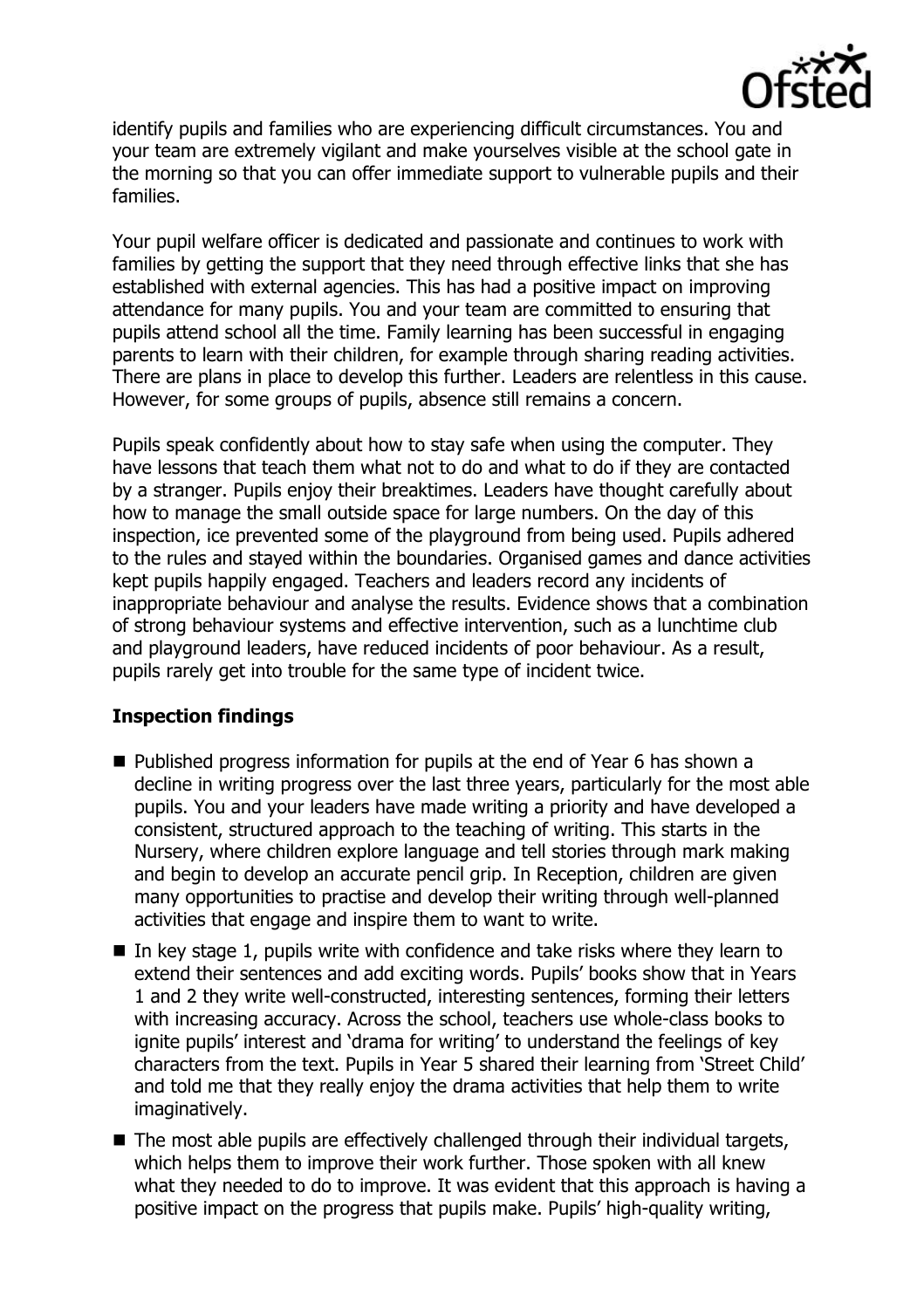identify pupils and families who are experiencing difficult circumstances. You and your team are extremely vigilant and make yourselves visible at the school gate in the morning so that you can offer immediate support to vulnerable pupils and their families.

Your pupil welfare officer is dedicated and passionate and continues to work with families by getting the support that they need through effective links that she has established with external agencies. This has had a positive impact on improving attendance for many pupils. You and your team are committed to ensuring that pupils attend school all the time. Family learning has been successful in engaging parents to learn with their children, for example through sharing reading activities. There are plans in place to develop this further. Leaders are relentless in this cause. However, for some groups of pupils, absence still remains a concern.

Pupils speak confidently about how to stay safe when using the computer. They have lessons that teach them what not to do and what to do if they are contacted by a stranger. Pupils enjoy their breaktimes. Leaders have thought carefully about how to manage the small outside space for large numbers. On the day of this inspection, ice prevented some of the playground from being used. Pupils adhered to the rules and stayed within the boundaries. Organised games and dance activities kept pupils happily engaged. Teachers and leaders record any incidents of inappropriate behaviour and analyse the results. Evidence shows that a combination of strong behaviour systems and effective intervention, such as a lunchtime club and playground leaders, have reduced incidents of poor behaviour. As a result, pupils rarely get into trouble for the same type of incident twice.

## Inspection findings

- Published progress information for pupils at the end of Year 6 has shown a decline in writing progress over the last three years, particularly for the most able pupils. You and your leaders have made writing a priority and have developed a consistent, structured approach to the teaching of writing. This starts in the Nursery, where children explore language and tell stories through mark making and begin to develop an accurate pencil grip. In Reception, children are given many opportunities to practise and develop their writing through well-planned activities that engage and inspire them to want to write.
- In key stage 1, pupils write with confidence and take risks where they learn to extend their sentences and add exciting words. Pupils' books show that in Years 1 and 2 they write well-constructed, interesting sentences, forming their letters with increasing accuracy. Across the school, teachers use whole-class books to ignite pupils' interest and 'drama for writing' to understand the feelings of key characters from the text. Pupils in Year 5 shared their learning from 'Street Child' and told me that they really enjoy the drama activities that help them to write imaginatively.
- The most able pupils are effectively challenged through their individual targets, which helps them to improve their work further. Those spoken with all knew what they needed to do to improve. It was evident that this approach is having a positive impact on the progress that pupils make. Pupils' high-quality writing,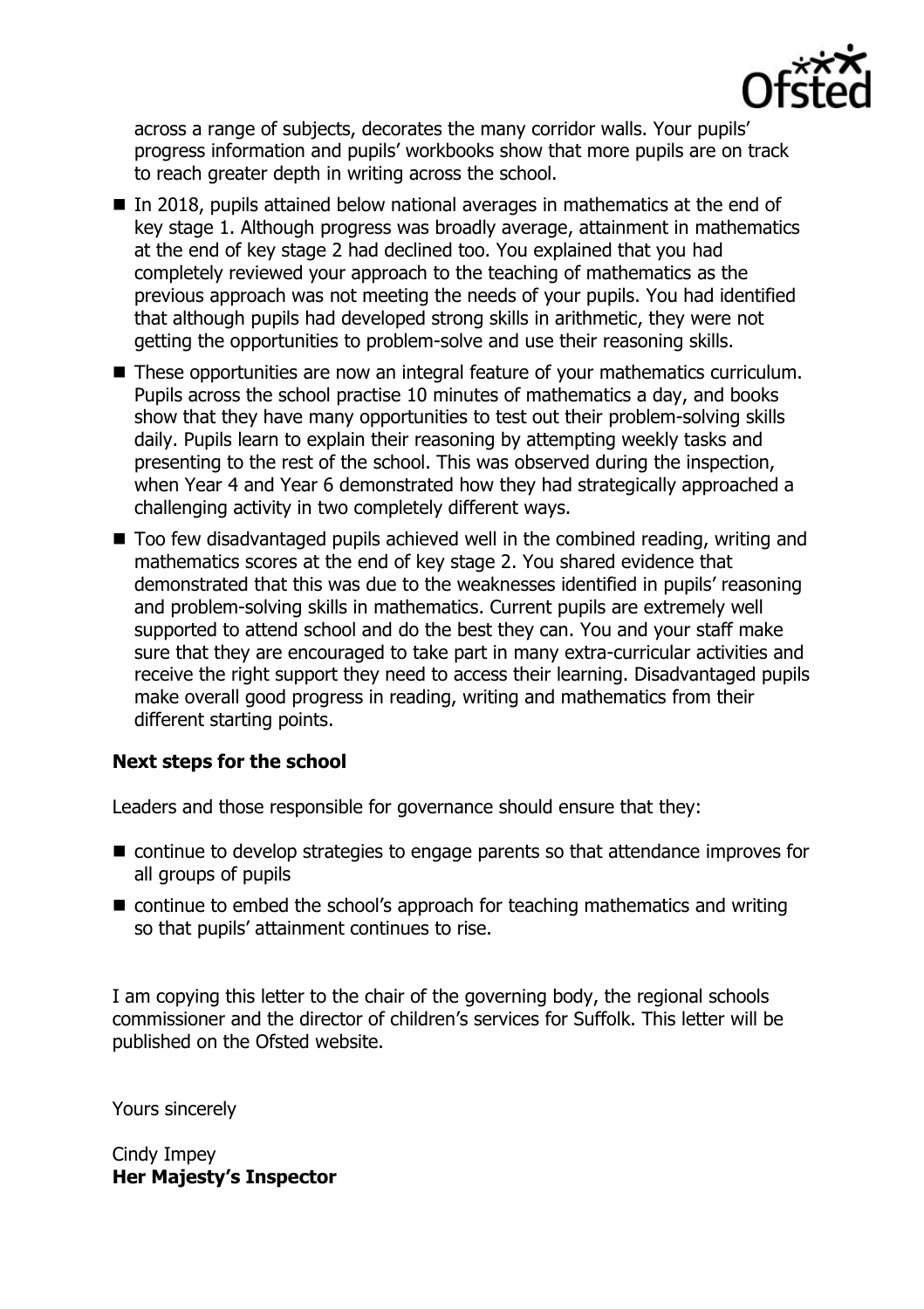across a range of subjects, decorates the many corridor walls. Your pupils' progress information and pupils' workbooks show that more pupils are on track to reach greater depth in writing across the school.

- In 2018, pupils attained below national averages in mathematics at the end of key stage 1. Although progress was broadly average, attainment in mathematics at the end of key stage 2 had declined too. You explained that you had completely reviewed your approach to the teaching of mathematics as the previous approach was not meeting the needs of your pupils. You had identified that although pupils had developed strong skills in arithmetic, they were not getting the opportunities to problem-solve and use their reasoning skills.
- These opportunities are now an integral feature of your mathematics curriculum. Pupils across the school practise 10 minutes of mathematics a day, and books show that they have many opportunities to test out their problem-solving skills daily. Pupils learn to explain their reasoning by attempting weekly tasks and presenting to the rest of the school. This was observed during the inspection, when Year 4 and Year 6 demonstrated how they had strategically approached a challenging activity in two completely different ways.
- Too few disadvantaged pupils achieved well in the combined reading, writing and mathematics scores at the end of key stage 2. You shared evidence that demonstrated that this was due to the weaknesses identified in pupils' reasoning and problem-solving skills in mathematics. Current pupils are extremely well supported to attend school and do the best they can. You and your staff make sure that they are encouraged to take part in many extra-curricular activities and receive the right support they need to access their learning. Disadvantaged pupils make overall good progress in reading, writing and mathematics from their different starting points.

## Next steps for the school

Leaders and those responsible for governance should ensure that they:

- continue to develop strategies to engage parents so that attendance improves for all groups of pupils
- continue to embed the school's approach for teaching mathematics and writing so that pupils' attainment continues to rise.

I am copying this letter to the chair of the governing body, the regional schools commissioner and the director of children's services for Suffolk. This letter will be published on the Ofsted website.

Yours sincerely

Cindy Impey
**Her Majesty's Inspector**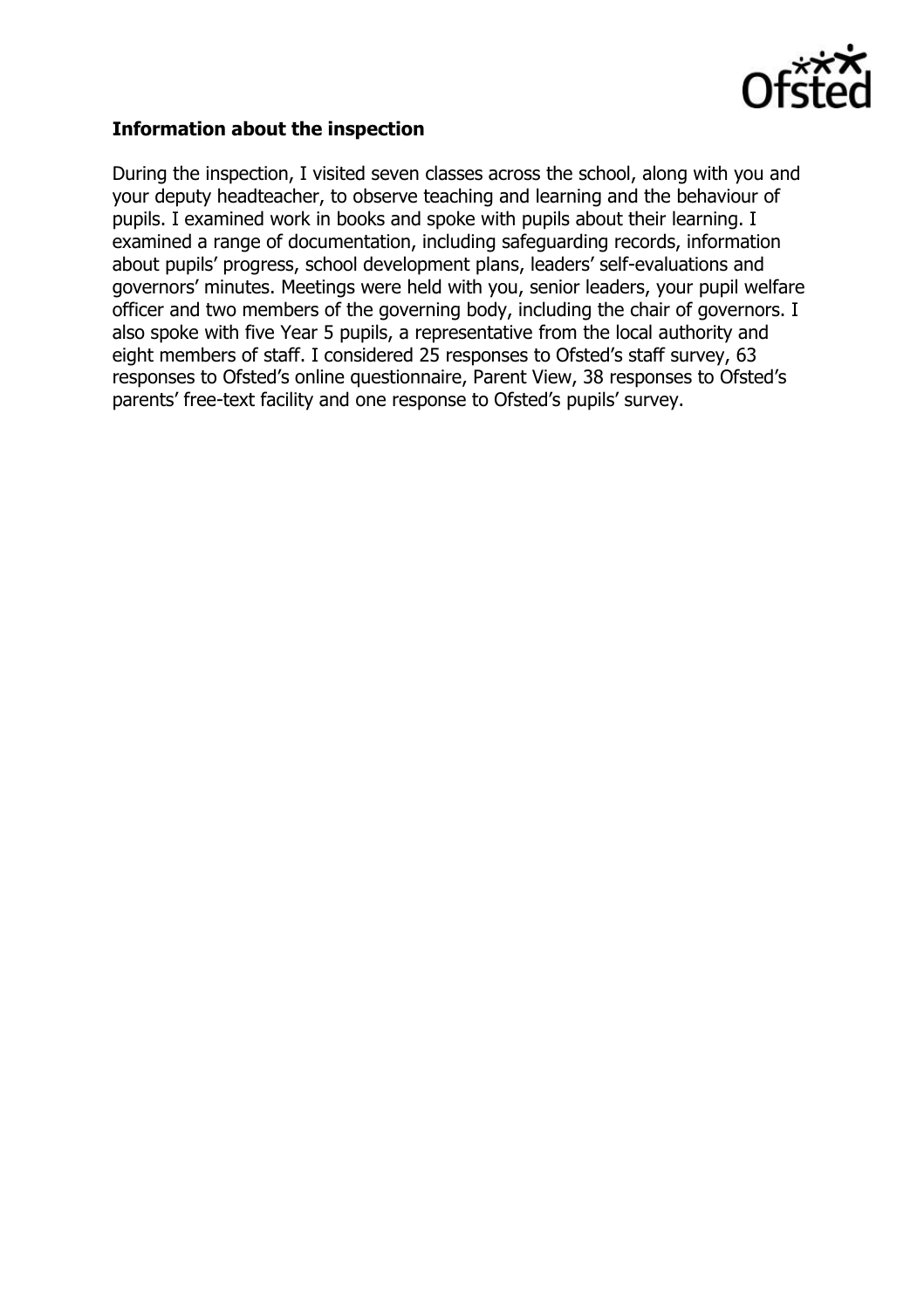**Information about the inspection**

During the inspection, I visited seven classes across the school, along with you and your deputy headteacher, to observe teaching and learning and the behaviour of pupils. I examined work in books and spoke with pupils about their learning. I examined a range of documentation, including safeguarding records, information about pupils' progress, school development plans, leaders' self-evaluations and governors' minutes. Meetings were held with you, senior leaders, your pupil welfare officer and two members of the governing body, including the chair of governors. I also spoke with five Year 5 pupils, a representative from the local authority and eight members of staff. I considered 25 responses to Ofsted's staff survey, 63 responses to Ofsted's online questionnaire, Parent View, 38 responses to Ofsted's parents' free-text facility and one response to Ofsted's pupils' survey.